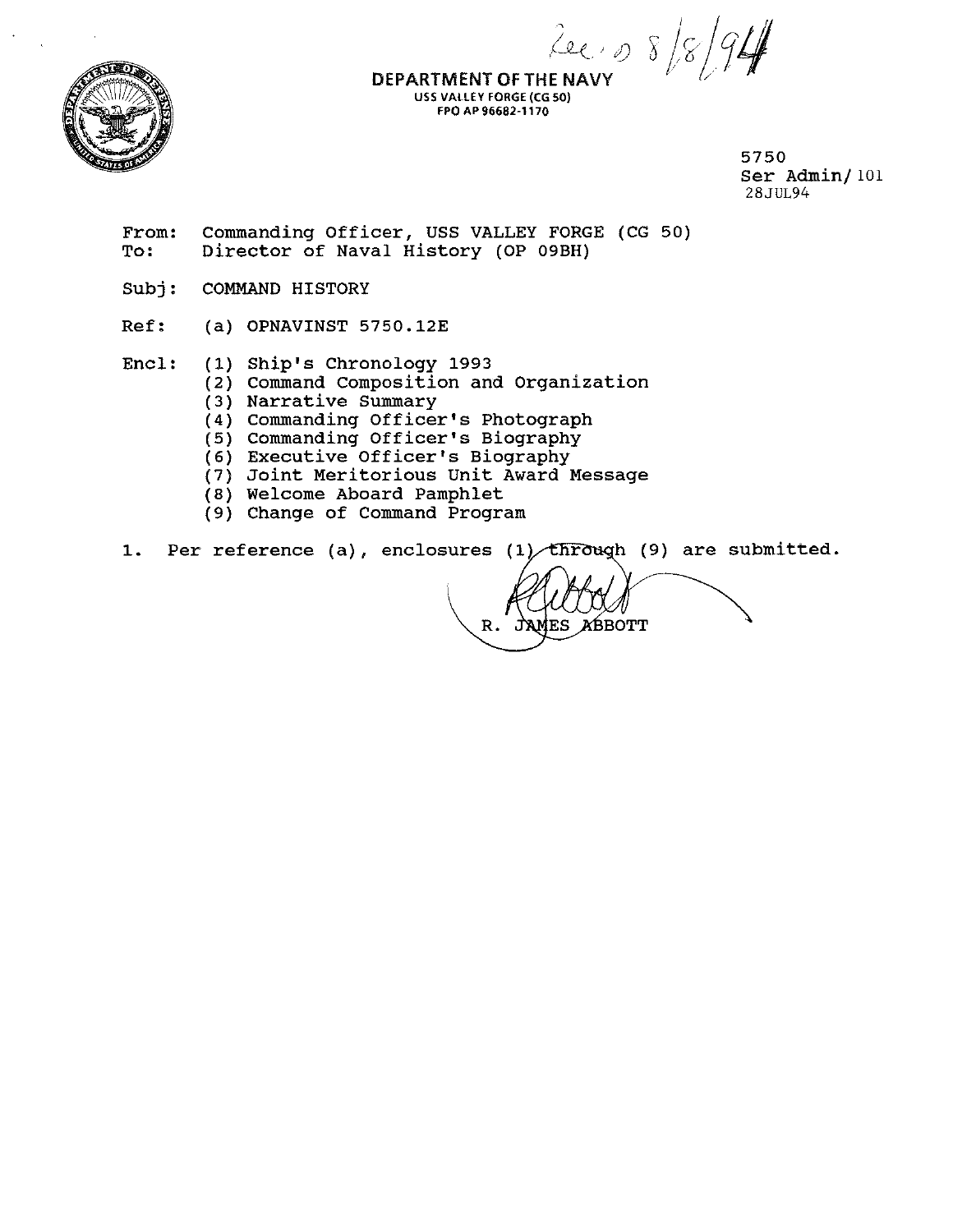Rec'd 8/8/94

**DEPARTMENT OF THE NAVY**
USS VALLEY FORGE (CG 50)
FPO AP 96682-1170

5750
Ser Admin/101
28JUL94

From: Commanding Officer, USS VALLEY FORGE (CG 50)
To: Director of Naval History (OP 09BH)

Subj: COMMAND HISTORY

Ref: (a) OPNAVINST 5750.12E

Encl: (1) Ship's Chronology 1993
(2) Command Composition and Organization
(3) Narrative Summary
(4) Commanding Officer's Photograph
(5) Commanding Officer's Biography
(6) Executive Officer's Biography
(7) Joint Meritorious Unit Award Message
(8) Welcome Aboard Pamphlet
(9) Change of Command Program

1. Per reference (a), enclosures (1) through (9) are submitted.

R. JAMES ABBOTT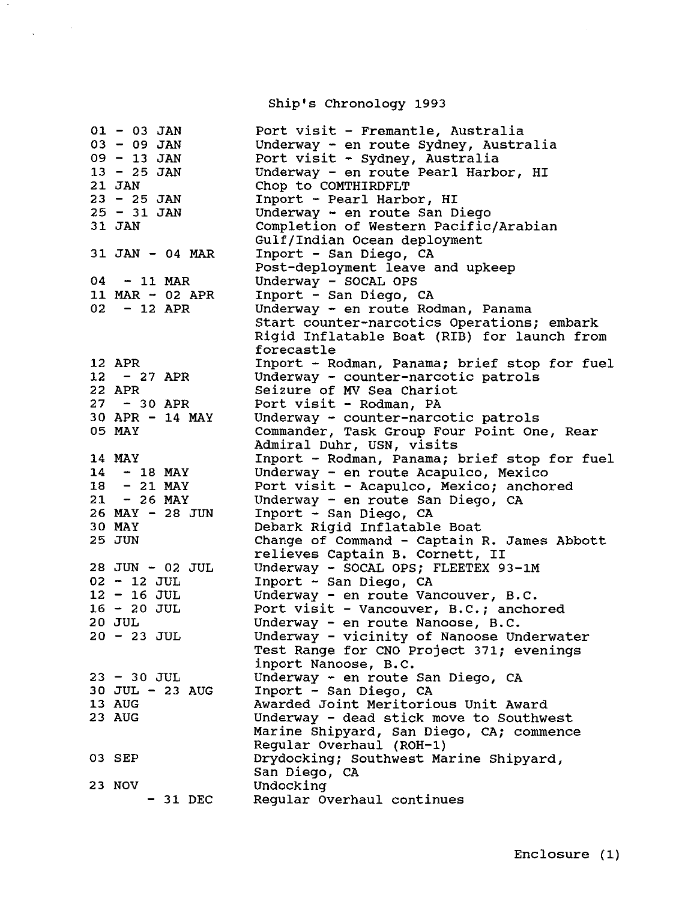# Ship's Chronology 1993

| Date | Event |
|---|---|
| 01 - 03 JAN | Port visit - Fremantle, Australia |
| 03 - 09 JAN | Underway - en route Sydney, Australia |
| 09 - 13 JAN | Port visit - Sydney, Australia |
| 13 - 25 JAN | Underway - en route Pearl Harbor, HI |
| 21 JAN | Chop to COMTHIRDFLT |
| 23 - 25 JAN | Inport - Pearl Harbor, HI |
| 25 - 31 JAN | Underway - en route San Diego |
| 31 JAN | Completion of Western Pacific/Arabian Gulf/Indian Ocean deployment |
| 31 JAN - 04 MAR | Inport - San Diego, CA Post-deployment leave and upkeep |
| 04 - 11 MAR | Underway - SOCAL OPS |
| 11 MAR - 02 APR | Inport - San Diego, CA |
| 02 - 12 APR | Underway - en route Rodman, Panama Start counter-narcotics Operations; embark Rigid Inflatable Boat (RIB) for launch from forecastle |
| 12 APR | Inport - Rodman, Panama; brief stop for fuel |
| 12 - 27 APR | Underway - counter-narcotic patrols |
| 22 APR | Seizure of MV Sea Chariot |
| 27 - 30 APR | Port visit - Rodman, PA |
| 30 APR - 14 MAY | Underway - counter-narcotic patrols |
| 05 MAY | Commander, Task Group Four Point One, Rear Admiral Duhr, USN, visits |
| 14 MAY | Inport - Rodman, Panama; brief stop for fuel |
| 14 - 18 MAY | Underway - en route Acapulco, Mexico |
| 18 - 21 MAY | Port visit - Acapulco, Mexico; anchored |
| 21 - 26 MAY | Underway - en route San Diego, CA |
| 26 MAY - 28 JUN | Inport - San Diego, CA |
| 30 MAY | Debark Rigid Inflatable Boat |
| 25 JUN | Change of Command - Captain R. James Abbott relieves Captain B. Cornett, II |
| 28 JUN - 02 JUL | Underway - SOCAL OPS; FLEETEX 93-1M |
| 02 - 12 JUL | Inport - San Diego, CA |
| 12 - 16 JUL | Underway - en route Vancouver, B.C. |
| 16 - 20 JUL | Port visit - Vancouver, B.C.; anchored |
| 20 JUL | Underway - en route Nanoose, B.C. |
| 20 - 23 JUL | Underway - vicinity of Nanoose Underwater Test Range for CNO Project 371; evenings inport Nanoose, B.C. |
| 23 - 30 JUL | Underway - en route San Diego, CA |
| 30 JUL - 23 AUG | Inport - San Diego, CA |
| 13 AUG | Awarded Joint Meritorious Unit Award |
| 23 AUG | Underway - dead stick move to Southwest Marine Shipyard, San Diego, CA; commence Regular Overhaul (ROH-1) |
| 03 SEP | Drydocking; Southwest Marine Shipyard, San Diego, CA |
| 23 NOV | Undocking |
| - 31 DEC | Regular Overhaul continues |

Enclosure (1)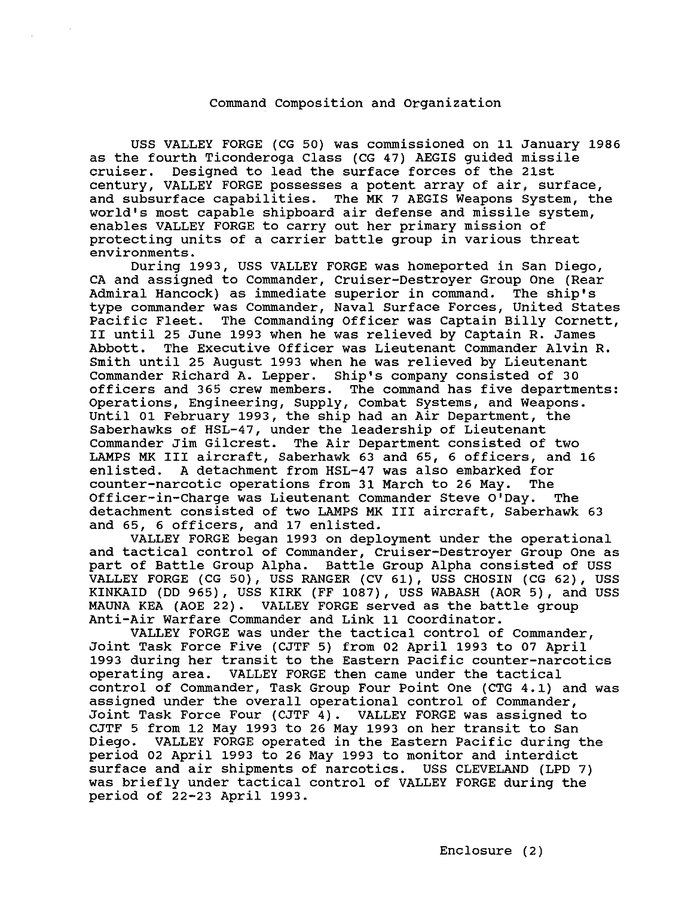## Command Composition and Organization

USS VALLEY FORGE (CG 50) was commissioned on 11 January 1986 as the fourth Ticonderoga Class (CG 47) AEGIS guided missile cruiser. Designed to lead the surface forces of the 21st century, VALLEY FORGE possesses a potent array of air, surface, and subsurface capabilities. The MK 7 AEGIS Weapons System, the world's most capable shipboard air defense and missile system, enables VALLEY FORGE to carry out her primary mission of protecting units of a carrier battle group in various threat environments.

During 1993, USS VALLEY FORGE was homeported in San Diego, CA and assigned to Commander, Cruiser-Destroyer Group One (Rear Admiral Hancock) as immediate superior in command. The ship's type commander was Commander, Naval Surface Forces, United States Pacific Fleet. The Commanding Officer was Captain Billy Cornett, II until 25 June 1993 when he was relieved by Captain R. James Abbott. The Executive Officer was Lieutenant Commander Alvin R. Smith until 25 August 1993 when he was relieved by Lieutenant Commander Richard A. Lepper. Ship's company consisted of 30 officers and 365 crew members. The command has five departments: Operations, Engineering, Supply, Combat Systems, and Weapons. Until 01 February 1993, the ship had an Air Department, the Saberhawks of HSL-47, under the leadership of Lieutenant Commander Jim Gilcrest. The Air Department consisted of two LAMPS MK III aircraft, Saberhawk 63 and 65, 6 officers, and 16 enlisted. A detachment from HSL-47 was also embarked for counter-narcotic operations from 31 March to 26 May. The Officer-in-Charge was Lieutenant Commander Steve O'Day. The detachment consisted of two LAMPS MK III aircraft, Saberhawk 63 and 65, 6 officers, and 17 enlisted.

VALLEY FORGE began 1993 on deployment under the operational and tactical control of Commander, Cruiser-Destroyer Group One as part of Battle Group Alpha. Battle Group Alpha consisted of USS VALLEY FORGE (CG 50), USS RANGER (CV 61), USS CHOSIN (CG 62), USS KINKAID (DD 965), USS KIRK (FF 1087), USS WABASH (AOR 5), and USS MAUNA KEA (AOE 22). VALLEY FORGE served as the battle group Anti-Air Warfare Commander and Link 11 Coordinator.

VALLEY FORGE was under the tactical control of Commander, Joint Task Force Five (CJTF 5) from 02 April 1993 to 07 April 1993 during her transit to the Eastern Pacific counter-narcotics operating area. VALLEY FORGE then came under the tactical control of Commander, Task Group Four Point One (CTG 4.1) and was assigned under the overall operational control of Commander, Joint Task Force Four (CJTF 4). VALLEY FORGE was assigned to CJTF 5 from 12 May 1993 to 26 May 1993 on her transit to San Diego. VALLEY FORGE operated in the Eastern Pacific during the period 02 April 1993 to 26 May 1993 to monitor and interdict surface and air shipments of narcotics. USS CLEVELAND (LPD 7) was briefly under tactical control of VALLEY FORGE during the period of 22-23 April 1993.

Enclosure (2)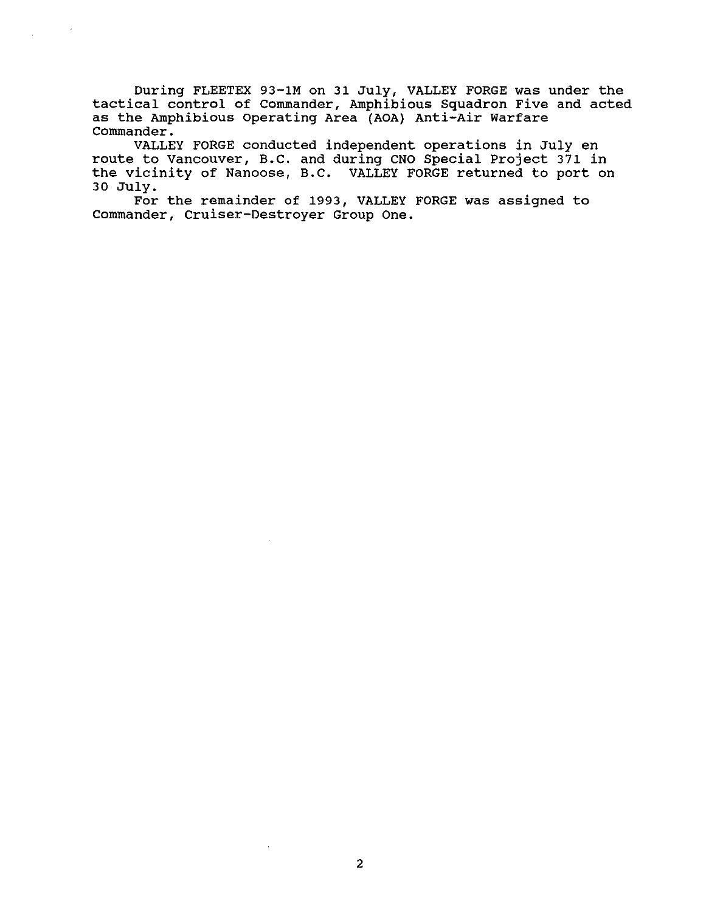During FLEETEX 93-1M on 31 July, VALLEY FORGE was under the tactical control of Commander, Amphibious Squadron Five and acted as the Amphibious Operating Area (AOA) Anti-Air Warfare Commander.

VALLEY FORGE conducted independent operations in July en route to Vancouver, B.C. and during CNO Special Project 371 in the vicinity of Nanoose, B.C. VALLEY FORGE returned to port on 30 July.

For the remainder of 1993, VALLEY FORGE was assigned to Commander, Cruiser-Destroyer Group One.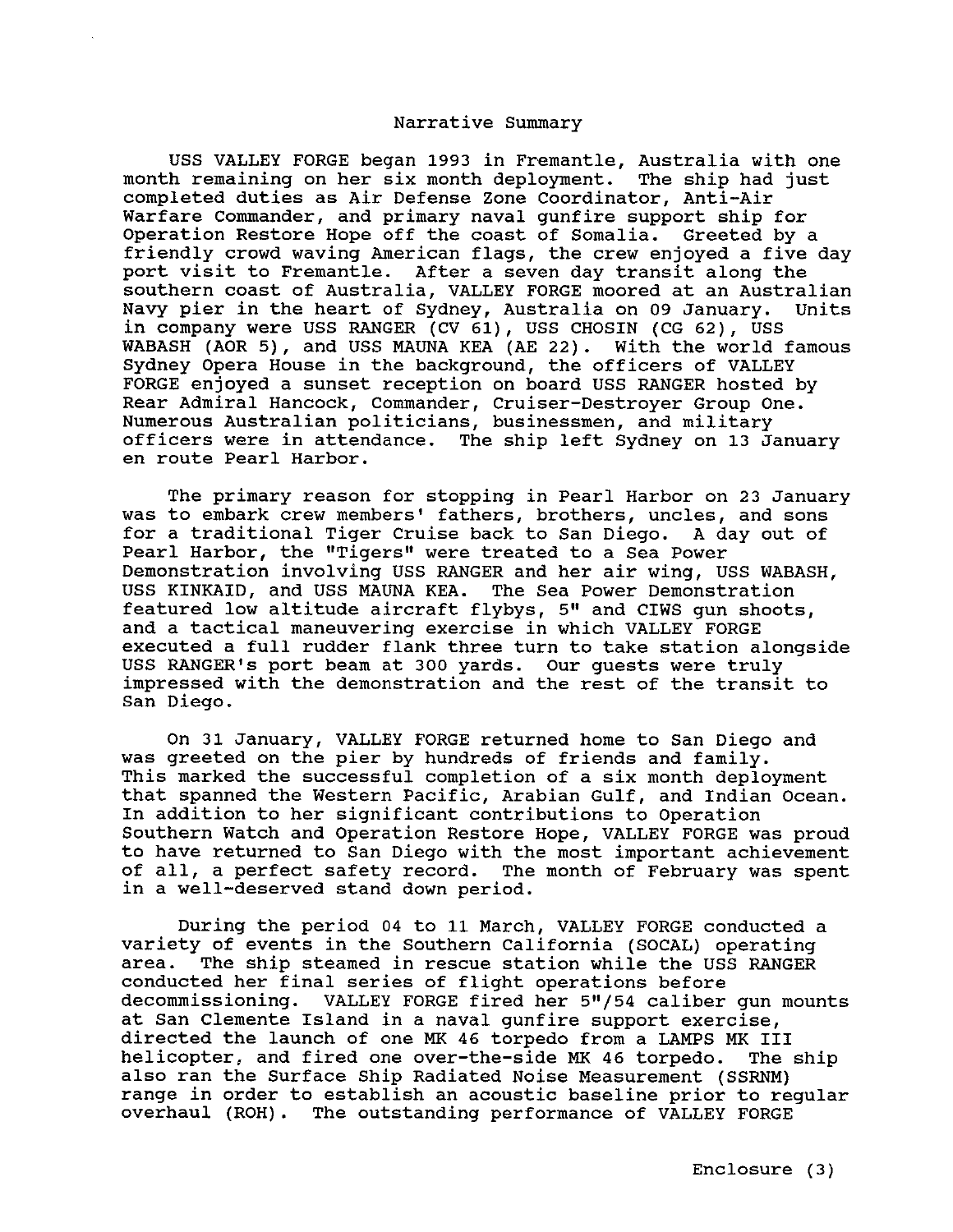## Narrative Summary

USS VALLEY FORGE began 1993 in Fremantle, Australia with one month remaining on her six month deployment. The ship had just completed duties as Air Defense Zone Coordinator, Anti-Air Warfare Commander, and primary naval gunfire support ship for Operation Restore Hope off the coast of Somalia. Greeted by a friendly crowd waving American flags, the crew enjoyed a five day port visit to Fremantle. After a seven day transit along the southern coast of Australia, VALLEY FORGE moored at an Australian Navy pier in the heart of Sydney, Australia on 09 January. Units in company were USS RANGER (CV 61), USS CHOSIN (CG 62), USS WABASH (AOR 5), and USS MAUNA KEA (AE 22). With the world famous Sydney Opera House in the background, the officers of VALLEY FORGE enjoyed a sunset reception on board USS RANGER hosted by Rear Admiral Hancock, Commander, Cruiser-Destroyer Group One. Numerous Australian politicians, businessmen, and military officers were in attendance. The ship left Sydney on 13 January en route Pearl Harbor.

The primary reason for stopping in Pearl Harbor on 23 January was to embark crew members' fathers, brothers, uncles, and sons for a traditional Tiger Cruise back to San Diego. A day out of Pearl Harbor, the "Tigers" were treated to a Sea Power Demonstration involving USS RANGER and her air wing, USS WABASH, USS KINKAID, and USS MAUNA KEA. The Sea Power Demonstration featured low altitude aircraft flybys, 5" and CIWS gun shoots, and a tactical maneuvering exercise in which VALLEY FORGE executed a full rudder flank three turn to take station alongside USS RANGER's port beam at 300 yards. Our guests were truly impressed with the demonstration and the rest of the transit to San Diego.

On 31 January, VALLEY FORGE returned home to San Diego and was greeted on the pier by hundreds of friends and family. This marked the successful completion of a six month deployment that spanned the Western Pacific, Arabian Gulf, and Indian Ocean. In addition to her significant contributions to Operation Southern Watch and Operation Restore Hope, VALLEY FORGE was proud to have returned to San Diego with the most important achievement of all, a perfect safety record. The month of February was spent in a well-deserved stand down period.

During the period 04 to 11 March, VALLEY FORGE conducted a variety of events in the Southern California (SOCAL) operating area. The ship steamed in rescue station while the USS RANGER conducted her final series of flight operations before decommissioning. VALLEY FORGE fired her 5"/54 caliber gun mounts at San Clemente Island in a naval gunfire support exercise, directed the launch of one MK 46 torpedo from a LAMPS MK III helicopter, and fired one over-the-side MK 46 torpedo. The ship also ran the Surface Ship Radiated Noise Measurement (SSRNM) range in order to establish an acoustic baseline prior to regular overhaul (ROH). The outstanding performance of VALLEY FORGE

Enclosure (3)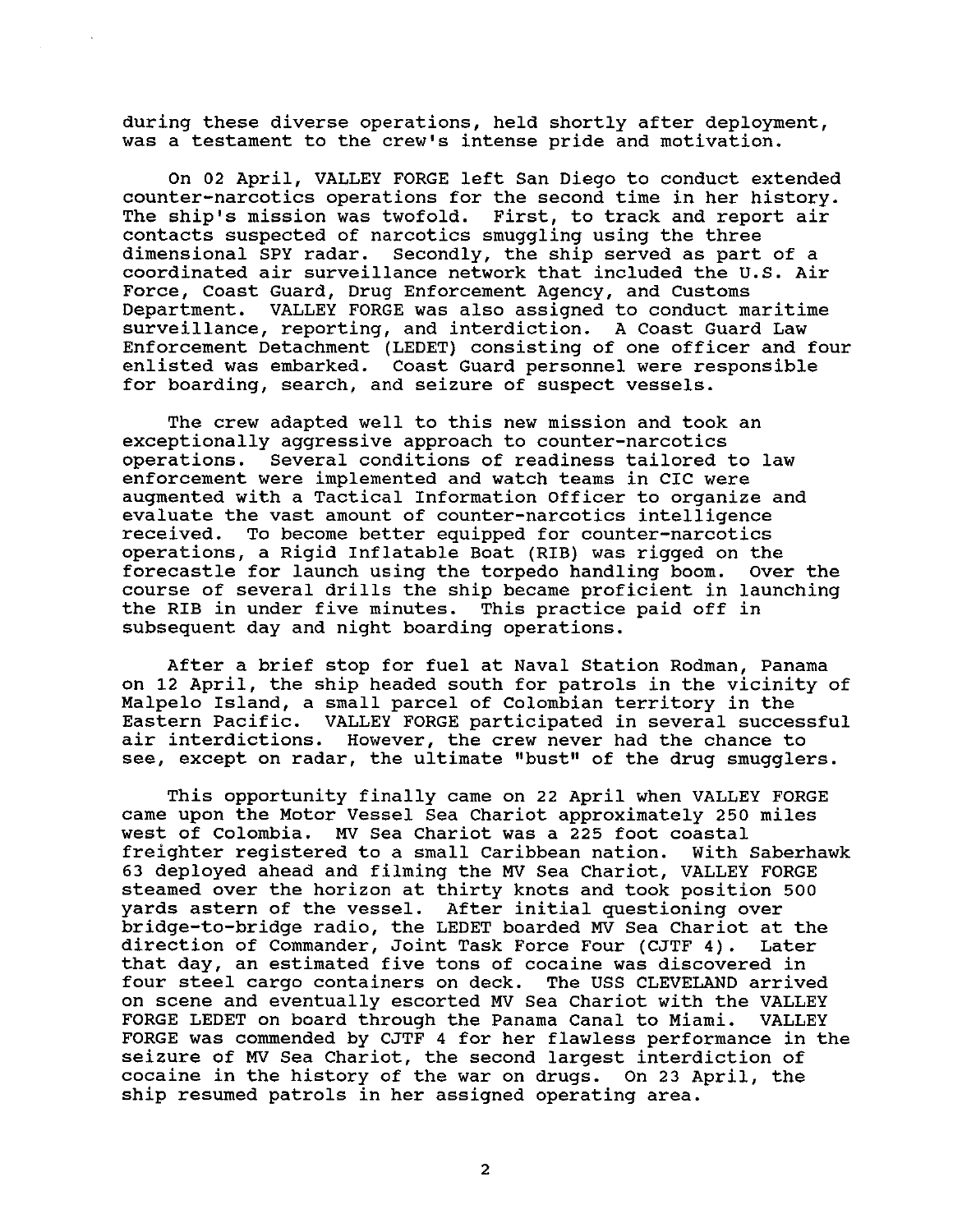during these diverse operations, held shortly after deployment, was a testament to the crew's intense pride and motivation.

On 02 April, VALLEY FORGE left San Diego to conduct extended counter-narcotics operations for the second time in her history. The ship's mission was twofold. First, to track and report air contacts suspected of narcotics smuggling using the three dimensional SPY radar. Secondly, the ship served as part of a coordinated air surveillance network that included the U.S. Air Force, Coast Guard, Drug Enforcement Agency, and Customs Department. VALLEY FORGE was also assigned to conduct maritime surveillance, reporting, and interdiction. A Coast Guard Law Enforcement Detachment (LEDET) consisting of one officer and four enlisted was embarked. Coast Guard personnel were responsible for boarding, search, and seizure of suspect vessels.

The crew adapted well to this new mission and took an exceptionally aggressive approach to counter-narcotics operations. Several conditions of readiness tailored to law enforcement were implemented and watch teams in CIC were augmented with a Tactical Information Officer to organize and evaluate the vast amount of counter-narcotics intelligence received. To become better equipped for counter-narcotics operations, a Rigid Inflatable Boat (RIB) was rigged on the forecastle for launch using the torpedo handling boom. Over the course of several drills the ship became proficient in launching the RIB in under five minutes. This practice paid off in subsequent day and night boarding operations.

After a brief stop for fuel at Naval Station Rodman, Panama on 12 April, the ship headed south for patrols in the vicinity of Malpelo Island, a small parcel of Colombian territory in the Eastern Pacific. VALLEY FORGE participated in several successful air interdictions. However, the crew never had the chance to see, except on radar, the ultimate "bust" of the drug smugglers.

This opportunity finally came on 22 April when VALLEY FORGE came upon the Motor Vessel Sea Chariot approximately 250 miles west of Colombia. MV Sea Chariot was a 225 foot coastal freighter registered to a small Caribbean nation. With Saberhawk 63 deployed ahead and filming the MV Sea Chariot, VALLEY FORGE steamed over the horizon at thirty knots and took position 500 yards astern of the vessel. After initial questioning over bridge-to-bridge radio, the LEDET boarded MV Sea Chariot at the direction of Commander, Joint Task Force Four (CJTF 4). Later that day, an estimated five tons of cocaine was discovered in four steel cargo containers on deck. The USS CLEVELAND arrived on scene and eventually escorted MV Sea Chariot with the VALLEY FORGE LEDET on board through the Panama Canal to Miami. VALLEY FORGE was commended by CJTF 4 for her flawless performance in the seizure of MV Sea Chariot, the second largest interdiction of cocaine in the history of the war on drugs. On 23 April, the ship resumed patrols in her assigned operating area.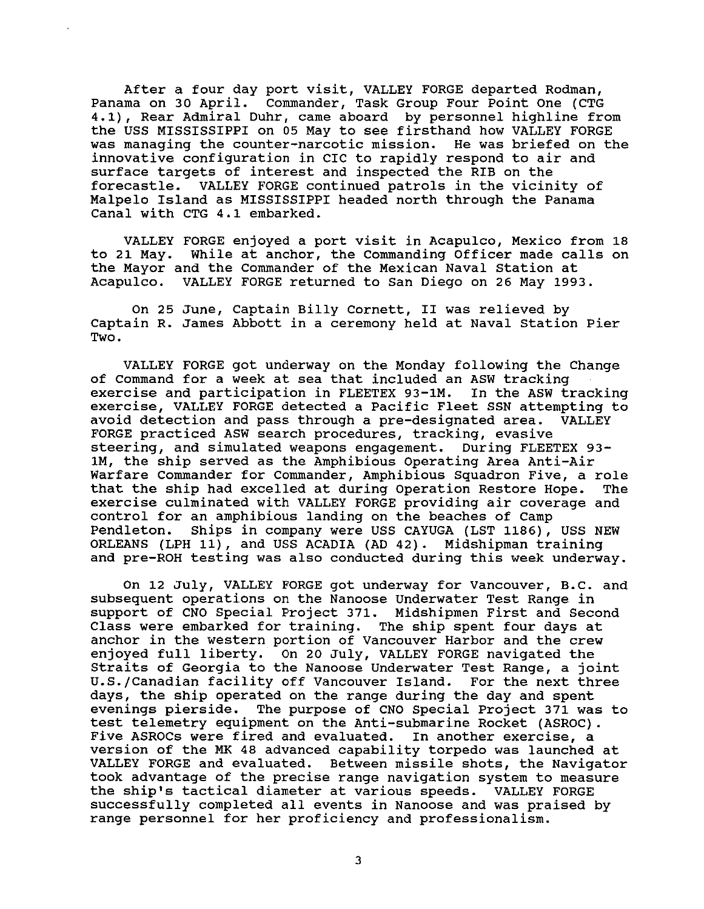After a four day port visit, VALLEY FORGE departed Rodman, Panama on 30 April. Commander, Task Group Four Point One (CTG 4.1), Rear Admiral Duhr, came aboard by personnel highline from the USS MISSISSIPPI on 05 May to see firsthand how VALLEY FORGE was managing the counter-narcotic mission. He was briefed on the innovative configuration in CIC to rapidly respond to air and surface targets of interest and inspected the RIB on the forecastle. VALLEY FORGE continued patrols in the vicinity of Malpelo Island as MISSISSIPPI headed north through the Panama Canal with CTG 4.1 embarked.

VALLEY FORGE enjoyed a port visit in Acapulco, Mexico from 18 to 21 May. While at anchor, the Commanding Officer made calls on the Mayor and the Commander of the Mexican Naval Station at Acapulco. VALLEY FORGE returned to San Diego on 26 May 1993.

On 25 June, Captain Billy Cornett, II was relieved by Captain R. James Abbott in a ceremony held at Naval Station Pier Two.

VALLEY FORGE got underway on the Monday following the Change of Command for a week at sea that included an ASW tracking exercise and participation in FLEETEX 93-1M. In the ASW tracking exercise, VALLEY FORGE detected a Pacific Fleet SSN attempting to avoid detection and pass through a pre-designated area. VALLEY FORGE practiced ASW search procedures, tracking, evasive steering, and simulated weapons engagement. During FLEETEX 93-1M, the ship served as the Amphibious Operating Area Anti-Air Warfare Commander for Commander, Amphibious Squadron Five, a role that the ship had excelled at during Operation Restore Hope. The exercise culminated with VALLEY FORGE providing air coverage and control for an amphibious landing on the beaches of Camp Pendleton. Ships in company were USS CAYUGA (LST 1186), USS NEW ORLEANS (LPH 11), and USS ACADIA (AD 42). Midshipman training and pre-ROH testing was also conducted during this week underway.

On 12 July, VALLEY FORGE got underway for Vancouver, B.C. and subsequent operations on the Nanoose Underwater Test Range in support of CNO Special Project 371. Midshipmen First and Second Class were embarked for training. The ship spent four days at anchor in the western portion of Vancouver Harbor and the crew enjoyed full liberty. On 20 July, VALLEY FORGE navigated the Straits of Georgia to the Nanoose Underwater Test Range, a joint U.S./Canadian facility off Vancouver Island. For the next three days, the ship operated on the range during the day and spent evenings pierside. The purpose of CNO Special Project 371 was to test telemetry equipment on the Anti-submarine Rocket (ASROC). Five ASROCs were fired and evaluated. In another exercise, a version of the MK 48 advanced capability torpedo was launched at VALLEY FORGE and evaluated. Between missile shots, the Navigator took advantage of the precise range navigation system to measure the ship's tactical diameter at various speeds. VALLEY FORGE successfully completed all events in Nanoose and was praised by range personnel for her proficiency and professionalism.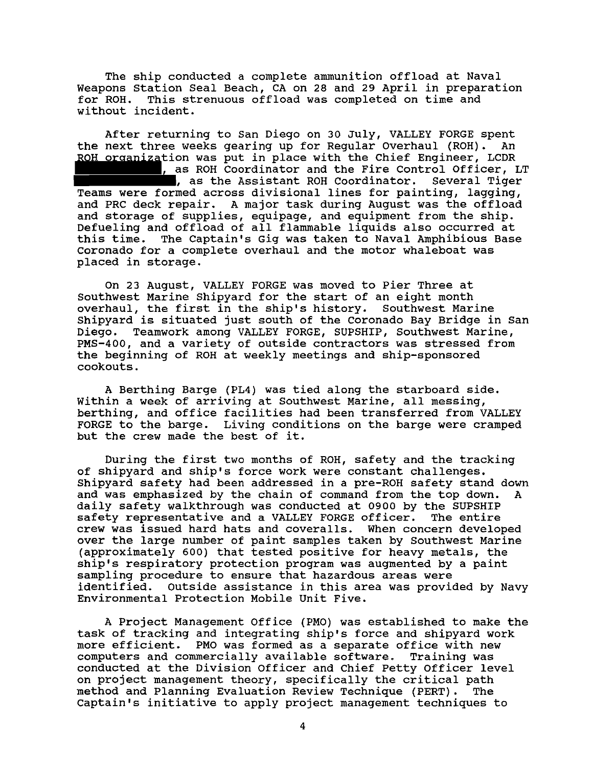The ship conducted a complete ammunition offload at Naval Weapons Station Seal Beach, CA on 28 and 29 April in preparation for ROH. This strenuous offload was completed on time and without incident.

After returning to San Diego on 30 July, VALLEY FORGE spent the next three weeks gearing up for Regular Overhaul (ROH). An ROH organization was put in place with the Chief Engineer, LCDR ██████████, as ROH Coordinator and the Fire Control Officer, LT ██████████████, as the Assistant ROH Coordinator. Several Tiger Teams were formed across divisional lines for painting, lagging, and PRC deck repair. A major task during August was the offload and storage of supplies, equipage, and equipment from the ship. Defueling and offload of all flammable liquids also occurred at this time. The Captain's Gig was taken to Naval Amphibious Base Coronado for a complete overhaul and the motor whaleboat was placed in storage.

On 23 August, VALLEY FORGE was moved to Pier Three at Southwest Marine Shipyard for the start of an eight month overhaul, the first in the ship's history. Southwest Marine Shipyard is situated just south of the Coronado Bay Bridge in San Diego. Teamwork among VALLEY FORGE, SUPSHIP, Southwest Marine, PMS-400, and a variety of outside contractors was stressed from the beginning of ROH at weekly meetings and ship-sponsored cookouts.

A Berthing Barge (PL4) was tied along the starboard side. Within a week of arriving at Southwest Marine, all messing, berthing, and office facilities had been transferred from VALLEY FORGE to the barge. Living conditions on the barge were cramped but the crew made the best of it.

During the first two months of ROH, safety and the tracking of shipyard and ship's force work were constant challenges. Shipyard safety had been addressed in a pre-ROH safety stand down and was emphasized by the chain of command from the top down. A daily safety walkthrough was conducted at 0900 by the SUPSHIP safety representative and a VALLEY FORGE officer. The entire crew was issued hard hats and coveralls. When concern developed over the large number of paint samples taken by Southwest Marine (approximately 600) that tested positive for heavy metals, the ship's respiratory protection program was augmented by a paint sampling procedure to ensure that hazardous areas were identified. Outside assistance in this area was provided by Navy Environmental Protection Mobile Unit Five.

A Project Management Office (PMO) was established to make the task of tracking and integrating ship's force and shipyard work more efficient. PMO was formed as a separate office with new computers and commercially available software. Training was conducted at the Division Officer and Chief Petty Officer level on project management theory, specifically the critical path method and Planning Evaluation Review Technique (PERT). The Captain's initiative to apply project management techniques to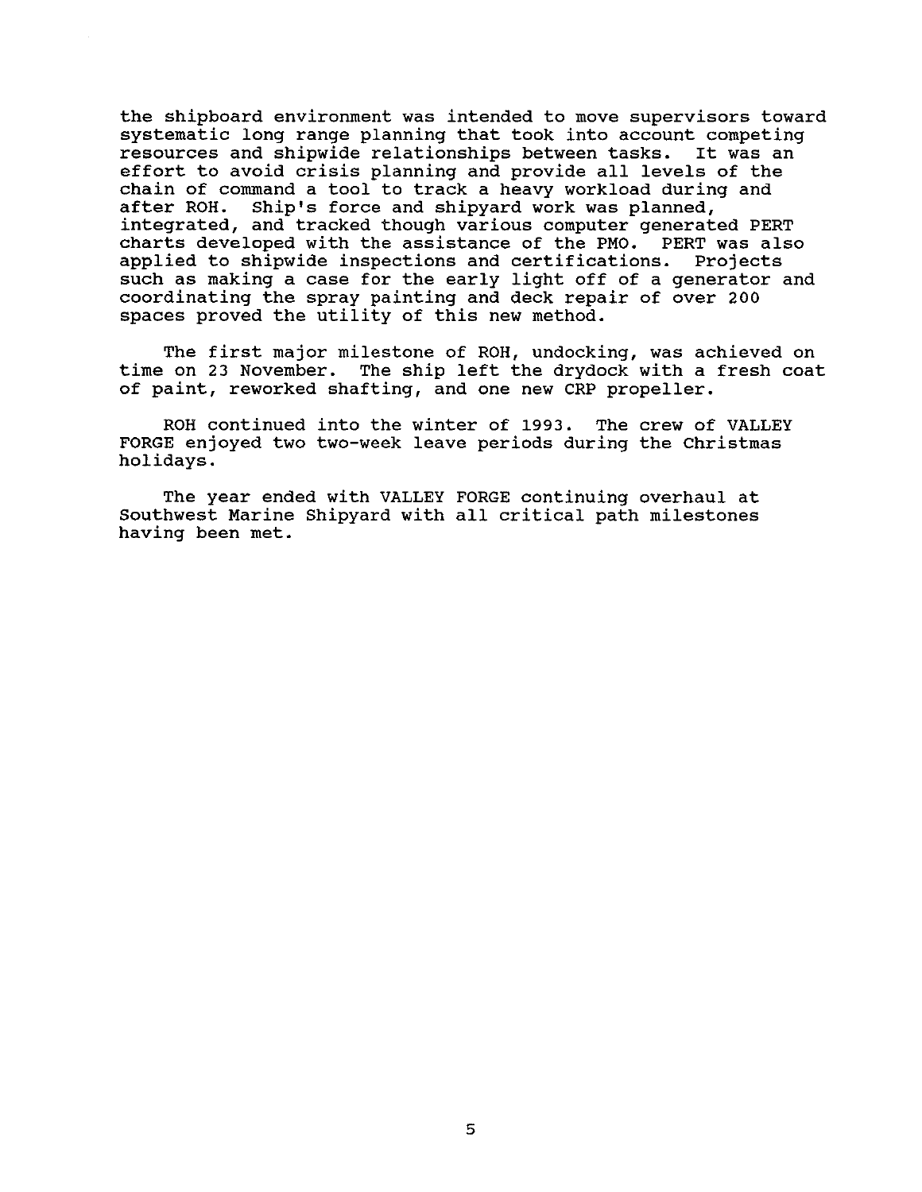the shipboard environment was intended to move supervisors toward systematic long range planning that took into account competing resources and shipwide relationships between tasks. It was an effort to avoid crisis planning and provide all levels of the chain of command a tool to track a heavy workload during and after ROH. Ship's force and shipyard work was planned, integrated, and tracked though various computer generated PERT charts developed with the assistance of the PMO. PERT was also applied to shipwide inspections and certifications. Projects such as making a case for the early light off of a generator and coordinating the spray painting and deck repair of over 200 spaces proved the utility of this new method.

The first major milestone of ROH, undocking, was achieved on time on 23 November. The ship left the drydock with a fresh coat of paint, reworked shafting, and one new CRP propeller.

ROH continued into the winter of 1993. The crew of VALLEY FORGE enjoyed two two-week leave periods during the Christmas holidays.

The year ended with VALLEY FORGE continuing overhaul at Southwest Marine Shipyard with all critical path milestones having been met.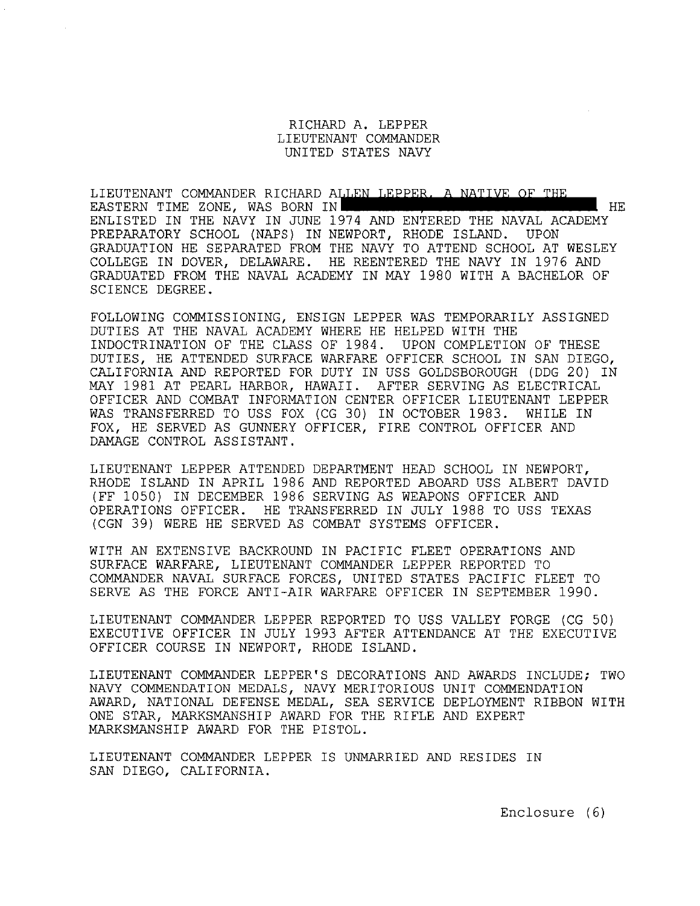RICHARD A. LEPPER
LIEUTENANT COMMANDER
UNITED STATES NAVY

LIEUTENANT COMMANDER RICHARD ALLEN LEPPER, A NATIVE OF THE EASTERN TIME ZONE, WAS BORN IN [REDACTED] HE ENLISTED IN THE NAVY IN JUNE 1974 AND ENTERED THE NAVAL ACADEMY PREPARATORY SCHOOL (NAPS) IN NEWPORT, RHODE ISLAND. UPON GRADUATION HE SEPARATED FROM THE NAVY TO ATTEND SCHOOL AT WESLEY COLLEGE IN DOVER, DELAWARE. HE REENTERED THE NAVY IN 1976 AND GRADUATED FROM THE NAVAL ACADEMY IN MAY 1980 WITH A BACHELOR OF SCIENCE DEGREE.

FOLLOWING COMMISSIONING, ENSIGN LEPPER WAS TEMPORARILY ASSIGNED DUTIES AT THE NAVAL ACADEMY WHERE HE HELPED WITH THE INDOCTRINATION OF THE CLASS OF 1984. UPON COMPLETION OF THESE DUTIES, HE ATTENDED SURFACE WARFARE OFFICER SCHOOL IN SAN DIEGO, CALIFORNIA AND REPORTED FOR DUTY IN USS GOLDSBOROUGH (DDG 20) IN MAY 1981 AT PEARL HARBOR, HAWAII. AFTER SERVING AS ELECTRICAL OFFICER AND COMBAT INFORMATION CENTER OFFICER LIEUTENANT LEPPER WAS TRANSFERRED TO USS FOX (CG 30) IN OCTOBER 1983. WHILE IN FOX, HE SERVED AS GUNNERY OFFICER, FIRE CONTROL OFFICER AND DAMAGE CONTROL ASSISTANT.

LIEUTENANT LEPPER ATTENDED DEPARTMENT HEAD SCHOOL IN NEWPORT, RHODE ISLAND IN APRIL 1986 AND REPORTED ABOARD USS ALBERT DAVID (FF 1050) IN DECEMBER 1986 SERVING AS WEAPONS OFFICER AND OPERATIONS OFFICER. HE TRANSFERRED IN JULY 1988 TO USS TEXAS (CGN 39) WERE HE SERVED AS COMBAT SYSTEMS OFFICER.

WITH AN EXTENSIVE BACKROUND IN PACIFIC FLEET OPERATIONS AND SURFACE WARFARE, LIEUTENANT COMMANDER LEPPER REPORTED TO COMMANDER NAVAL SURFACE FORCES, UNITED STATES PACIFIC FLEET TO SERVE AS THE FORCE ANTI-AIR WARFARE OFFICER IN SEPTEMBER 1990.

LIEUTENANT COMMANDER LEPPER REPORTED TO USS VALLEY FORGE (CG 50) EXECUTIVE OFFICER IN JULY 1993 AFTER ATTENDANCE AT THE EXECUTIVE OFFICER COURSE IN NEWPORT, RHODE ISLAND.

LIEUTENANT COMMANDER LEPPER'S DECORATIONS AND AWARDS INCLUDE; TWO NAVY COMMENDATION MEDALS, NAVY MERITORIOUS UNIT COMMENDATION AWARD, NATIONAL DEFENSE MEDAL, SEA SERVICE DEPLOYMENT RIBBON WITH ONE STAR, MARKSMANSHIP AWARD FOR THE RIFLE AND EXPERT MARKSMANSHIP AWARD FOR THE PISTOL.

LIEUTENANT COMMANDER LEPPER IS UNMARRIED AND RESIDES IN SAN DIEGO, CALIFORNIA.

Enclosure (6)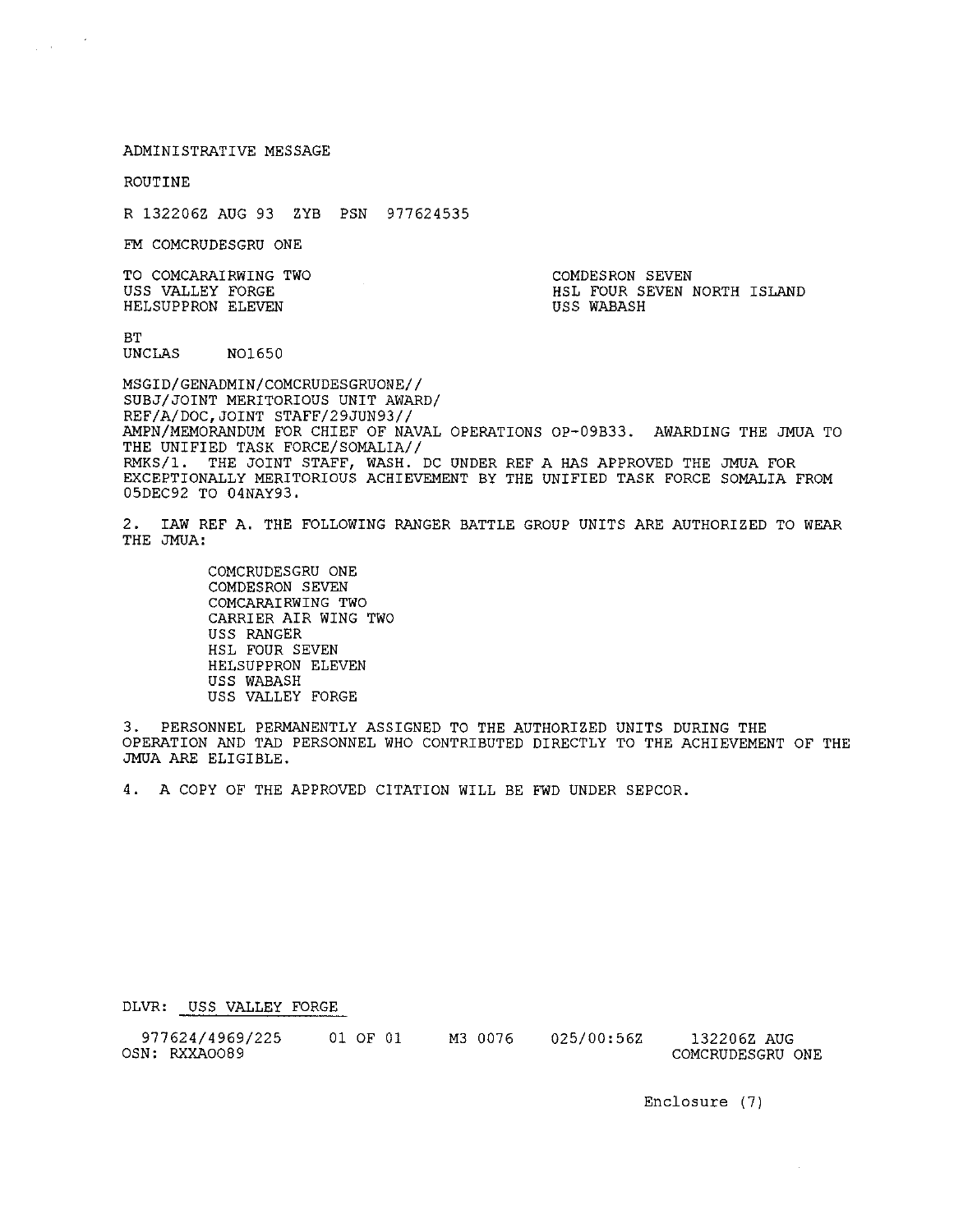ADMINISTRATIVE MESSAGE

ROUTINE

R 132206Z AUG 93 ZYB PSN 977624535

FM COMCRUDESGRU ONE

TO COMCARAIRWING TWO
USS VALLEY FORGE
HELSUPPRON ELEVEN
COMDESRON SEVEN
HSL FOUR SEVEN NORTH ISLAND
USS WABASH

BT
UNCLAS N01650

MSGID/GENADMIN/COMCRUDESGRUONE//
SUBJ/JOINT MERITORIOUS UNIT AWARD/
REF/A/DOC,JOINT STAFF/29JUN93//
AMPN/MEMORANDUM FOR CHIEF OF NAVAL OPERATIONS OP-09B33. AWARDING THE JMUA TO THE UNIFIED TASK FORCE/SOMALIA//
RMKS/1. THE JOINT STAFF, WASH. DC UNDER REF A HAS APPROVED THE JMUA FOR EXCEPTIONALLY MERITORIOUS ACHIEVEMENT BY THE UNIFIED TASK FORCE SOMALIA FROM 05DEC92 TO 04NAY93.

2. IAW REF A. THE FOLLOWING RANGER BATTLE GROUP UNITS ARE AUTHORIZED TO WEAR THE JMUA:

- COMCRUDESGRU ONE
- COMDESRON SEVEN
- COMCARAIRWING TWO
- CARRIER AIR WING TWO
- USS RANGER
- HSL FOUR SEVEN
- HELSUPPRON ELEVEN
- USS WABASH
- USS VALLEY FORGE

3. PERSONNEL PERMANENTLY ASSIGNED TO THE AUTHORIZED UNITS DURING THE OPERATION AND TAD PERSONNEL WHO CONTRIBUTED DIRECTLY TO THE ACHIEVEMENT OF THE JMUA ARE ELIGIBLE.

4. A COPY OF THE APPROVED CITATION WILL BE FWD UNDER SEPCOR.

DLVR: USS VALLEY FORGE

977624/4969/225 01 OF 01 M3 0076 025/00:56Z 132206Z AUG
OSN: RXXA0089 COMCRUDESGRU ONE

Enclosure (7)